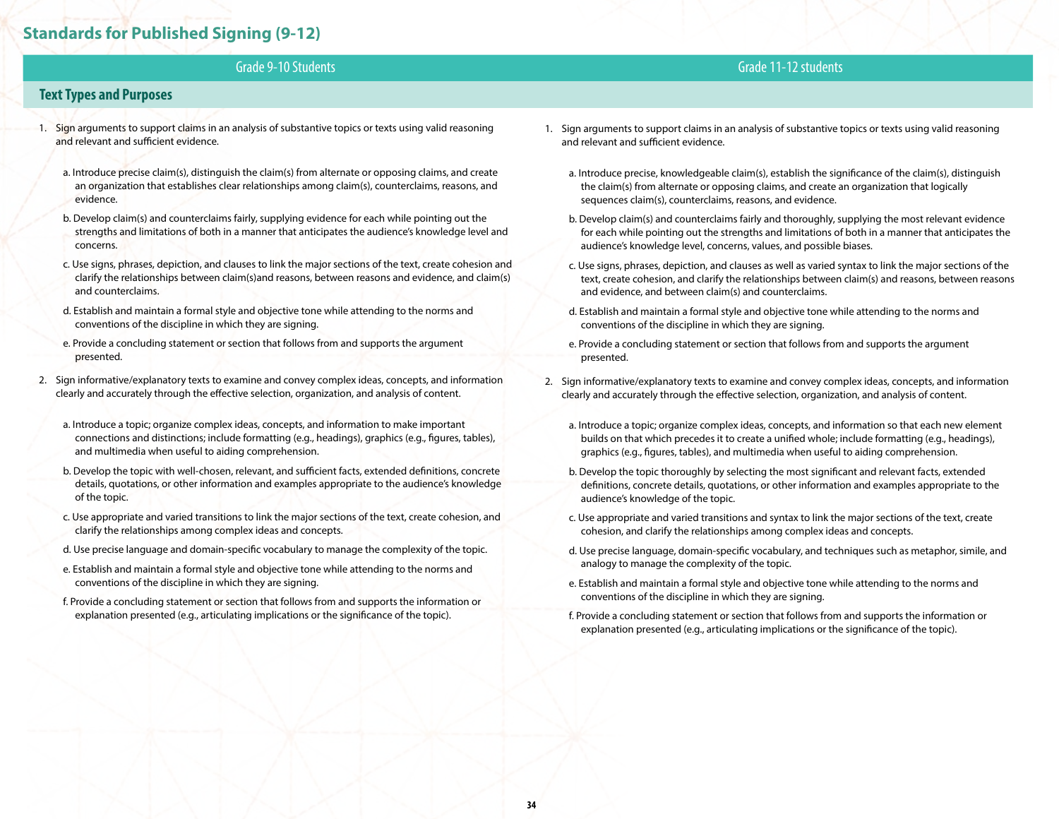# Standards for Published Signing (9-12)

## Grade 9-10 Students

### Text Types and Purposes

1. Sign arguments to support claims in an analysis of substantive topics or texts using valid reasoning and relevant and sufficient evidence.

   a. Introduce precise claim(s), distinguish the claim(s) from alternate or opposing claims, and create an organization that establishes clear relationships among claim(s), counterclaims, reasons, and evidence.

   b. Develop claim(s) and counterclaims fairly, supplying evidence for each while pointing out the strengths and limitations of both in a manner that anticipates the audience's knowledge level and concerns.

   c. Use signs, phrases, depiction, and clauses to link the major sections of the text, create cohesion and clarify the relationships between claim(s)and reasons, between reasons and evidence, and claim(s) and counterclaims.

   d. Establish and maintain a formal style and objective tone while attending to the norms and conventions of the discipline in which they are signing.

   e. Provide a concluding statement or section that follows from and supports the argument presented.

2. Sign informative/explanatory texts to examine and convey complex ideas, concepts, and information clearly and accurately through the effective selection, organization, and analysis of content.

   a. Introduce a topic; organize complex ideas, concepts, and information to make important connections and distinctions; include formatting (e.g., headings), graphics (e.g., figures, tables), and multimedia when useful to aiding comprehension.

   b. Develop the topic with well-chosen, relevant, and sufficient facts, extended definitions, concrete details, quotations, or other information and examples appropriate to the audience's knowledge of the topic.

   c. Use appropriate and varied transitions to link the major sections of the text, create cohesion, and clarify the relationships among complex ideas and concepts.

   d. Use precise language and domain-specific vocabulary to manage the complexity of the topic.

   e. Establish and maintain a formal style and objective tone while attending to the norms and conventions of the discipline in which they are signing.

   f. Provide a concluding statement or section that follows from and supports the information or explanation presented (e.g., articulating implications or the significance of the topic).

## Grade 11-12 students

1. Sign arguments to support claims in an analysis of substantive topics or texts using valid reasoning and relevant and sufficient evidence.

   a. Introduce precise, knowledgeable claim(s), establish the significance of the claim(s), distinguish the claim(s) from alternate or opposing claims, and create an organization that logically sequences claim(s), counterclaims, reasons, and evidence.

   b. Develop claim(s) and counterclaims fairly and thoroughly, supplying the most relevant evidence for each while pointing out the strengths and limitations of both in a manner that anticipates the audience's knowledge level, concerns, values, and possible biases.

   c. Use signs, phrases, depiction, and clauses as well as varied syntax to link the major sections of the text, create cohesion, and clarify the relationships between claim(s) and reasons, between reasons and evidence, and between claim(s) and counterclaims.

   d. Establish and maintain a formal style and objective tone while attending to the norms and conventions of the discipline in which they are signing.

   e. Provide a concluding statement or section that follows from and supports the argument presented.

2. Sign informative/explanatory texts to examine and convey complex ideas, concepts, and information clearly and accurately through the effective selection, organization, and analysis of content.

   a. Introduce a topic; organize complex ideas, concepts, and information so that each new element builds on that which precedes it to create a unified whole; include formatting (e.g., headings), graphics (e.g., figures, tables), and multimedia when useful to aiding comprehension.

   b. Develop the topic thoroughly by selecting the most significant and relevant facts, extended definitions, concrete details, quotations, or other information and examples appropriate to the audience's knowledge of the topic.

   c. Use appropriate and varied transitions and syntax to link the major sections of the text, create cohesion, and clarify the relationships among complex ideas and concepts.

   d. Use precise language, domain-specific vocabulary, and techniques such as metaphor, simile, and analogy to manage the complexity of the topic.

   e. Establish and maintain a formal style and objective tone while attending to the norms and conventions of the discipline in which they are signing.

   f. Provide a concluding statement or section that follows from and supports the information or explanation presented (e.g., articulating implications or the significance of the topic).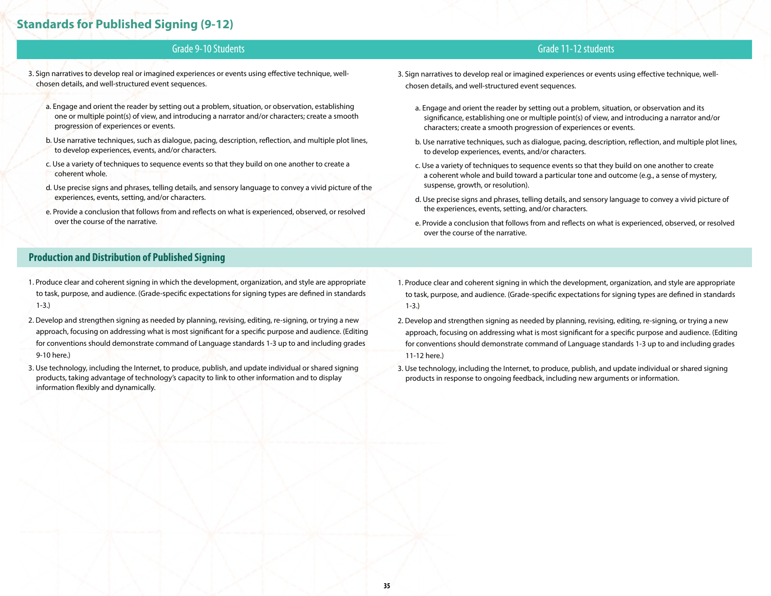# Standards for Published Signing (9-12)

## Grade 9-10 Students

3. Sign narratives to develop real or imagined experiences or events using effective technique, well-chosen details, and well-structured event sequences.

   a. Engage and orient the reader by setting out a problem, situation, or observation, establishing one or multiple point(s) of view, and introducing a narrator and/or characters; create a smooth progression of experiences or events.

   b. Use narrative techniques, such as dialogue, pacing, description, reflection, and multiple plot lines, to develop experiences, events, and/or characters.

   c. Use a variety of techniques to sequence events so that they build on one another to create a coherent whole.

   d. Use precise signs and phrases, telling details, and sensory language to convey a vivid picture of the experiences, events, setting, and/or characters.

   e. Provide a conclusion that follows from and reflects on what is experienced, observed, or resolved over the course of the narrative.

### Production and Distribution of Published Signing

1. Produce clear and coherent signing in which the development, organization, and style are appropriate to task, purpose, and audience. (Grade-specific expectations for signing types are defined in standards 1-3.)

2. Develop and strengthen signing as needed by planning, revising, editing, re-signing, or trying a new approach, focusing on addressing what is most significant for a specific purpose and audience. (Editing for conventions should demonstrate command of Language standards 1-3 up to and including grades 9-10 here.)

3. Use technology, including the Internet, to produce, publish, and update individual or shared signing products, taking advantage of technology's capacity to link to other information and to display information flexibly and dynamically.

## Grade 11-12 students

3. Sign narratives to develop real or imagined experiences or events using effective technique, well-chosen details, and well-structured event sequences.

   a. Engage and orient the reader by setting out a problem, situation, or observation and its significance, establishing one or multiple point(s) of view, and introducing a narrator and/or characters; create a smooth progression of experiences or events.

   b. Use narrative techniques, such as dialogue, pacing, description, reflection, and multiple plot lines, to develop experiences, events, and/or characters.

   c. Use a variety of techniques to sequence events so that they build on one another to create a coherent whole and build toward a particular tone and outcome (e.g., a sense of mystery, suspense, growth, or resolution).

   d. Use precise signs and phrases, telling details, and sensory language to convey a vivid picture of the experiences, events, setting, and/or characters.

   e. Provide a conclusion that follows from and reflects on what is experienced, observed, or resolved over the course of the narrative.

### Production and Distribution of Published Signing

1. Produce clear and coherent signing in which the development, organization, and style are appropriate to task, purpose, and audience. (Grade-specific expectations for signing types are defined in standards 1-3.)

2. Develop and strengthen signing as needed by planning, revising, editing, re-signing, or trying a new approach, focusing on addressing what is most significant for a specific purpose and audience. (Editing for conventions should demonstrate command of Language standards 1-3 up to and including grades 11-12 here.)

3. Use technology, including the Internet, to produce, publish, and update individual or shared signing products in response to ongoing feedback, including new arguments or information.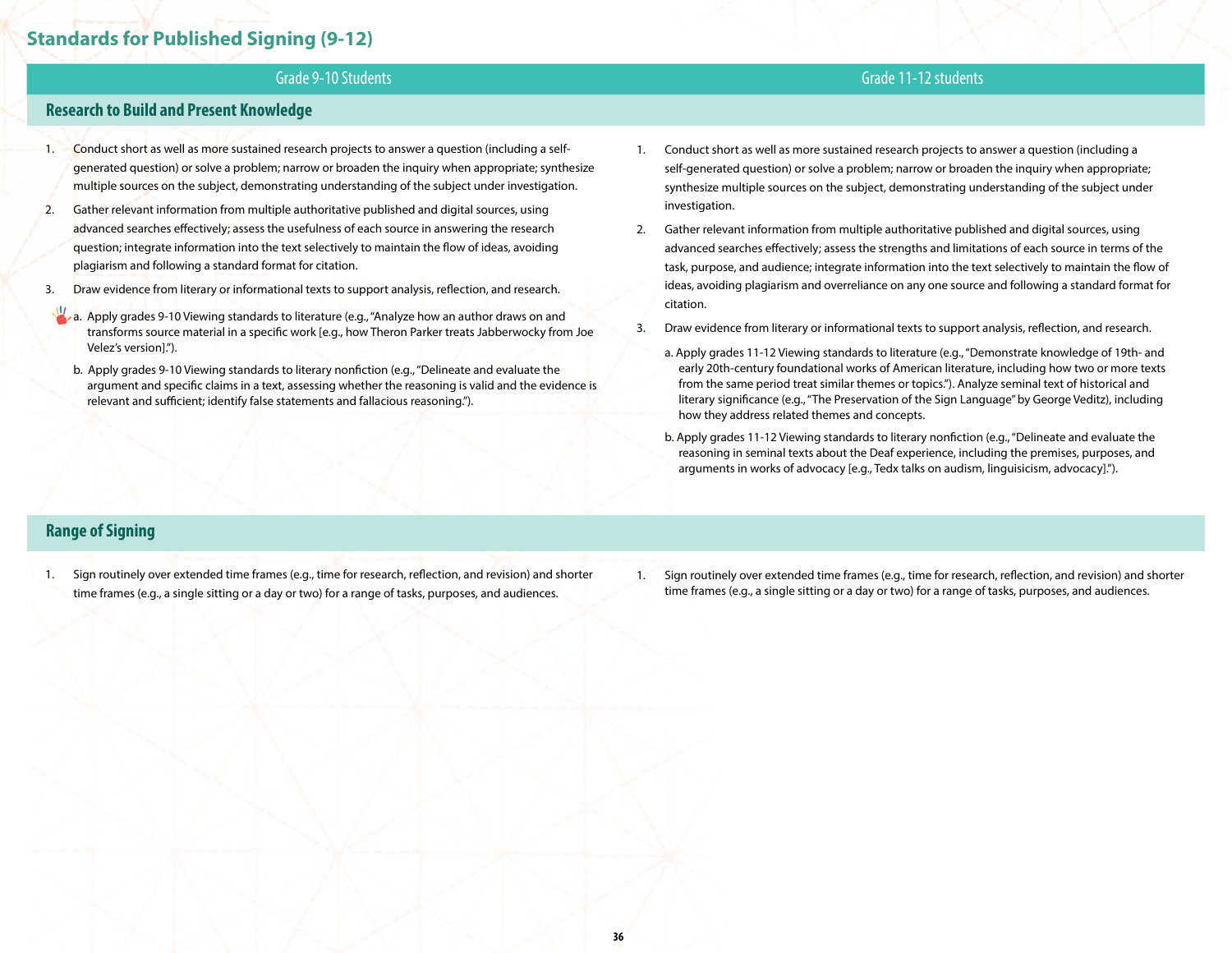# Standards for Published Signing (9-12)

## Research to Build and Present Knowledge

### Grade 9-10 Students

1. Conduct short as well as more sustained research projects to answer a question (including a self-generated question) or solve a problem; narrow or broaden the inquiry when appropriate; synthesize multiple sources on the subject, demonstrating understanding of the subject under investigation.
2. Gather relevant information from multiple authoritative published and digital sources, using advanced searches effectively; assess the usefulness of each source in answering the research question; integrate information into the text selectively to maintain the flow of ideas, avoiding plagiarism and following a standard format for citation.
3. Draw evidence from literary or informational texts to support analysis, reflection, and research.
   a. Apply grades 9-10 Viewing standards to literature (e.g., "Analyze how an author draws on and transforms source material in a specific work [e.g., how Theron Parker treats Jabberwocky from Joe Velez's version].").
   b. Apply grades 9-10 Viewing standards to literary nonfiction (e.g., "Delineate and evaluate the argument and specific claims in a text, assessing whether the reasoning is valid and the evidence is relevant and sufficient; identify false statements and fallacious reasoning.").

### Grade 11-12 students

1. Conduct short as well as more sustained research projects to answer a question (including a self-generated question) or solve a problem; narrow or broaden the inquiry when appropriate; synthesize multiple sources on the subject, demonstrating understanding of the subject under investigation.
2. Gather relevant information from multiple authoritative published and digital sources, using advanced searches effectively; assess the strengths and limitations of each source in terms of the task, purpose, and audience; integrate information into the text selectively to maintain the flow of ideas, avoiding plagiarism and overreliance on any one source and following a standard format for citation.
3. Draw evidence from literary or informational texts to support analysis, reflection, and research.
   a. Apply grades 11-12 Viewing standards to literature (e.g., "Demonstrate knowledge of 19th- and early 20th-century foundational works of American literature, including how two or more texts from the same period treat similar themes or topics."). Analyze seminal text of historical and literary significance (e.g., "The Preservation of the Sign Language" by George Veditz), including how they address related themes and concepts.
   b. Apply grades 11-12 Viewing standards to literary nonfiction (e.g., "Delineate and evaluate the reasoning in seminal texts about the Deaf experience, including the premises, purposes, and arguments in works of advocacy [e.g., Tedx talks on audism, linguisicism, advocacy].").

## Range of Signing

### Grade 9-10 Students

1. Sign routinely over extended time frames (e.g., time for research, reflection, and revision) and shorter time frames (e.g., a single sitting or a day or two) for a range of tasks, purposes, and audiences.

### Grade 11-12 students

1. Sign routinely over extended time frames (e.g., time for research, reflection, and revision) and shorter time frames (e.g., a single sitting or a day or two) for a range of tasks, purposes, and audiences.